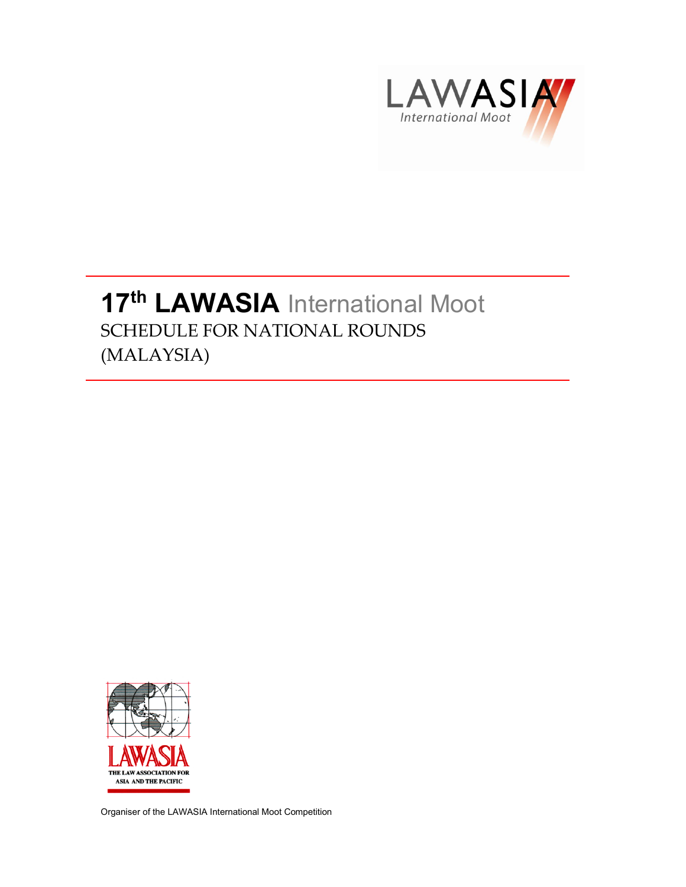LAWASIA International Moot

# 17th LAWASIA International Moot

SCHEDULE FOR NATIONAL ROUNDS
(MALAYSIA)

LAWASIA
THE LAW ASSOCIATION FOR ASIA AND THE PACIFIC

Organiser of the LAWASIA International Moot Competition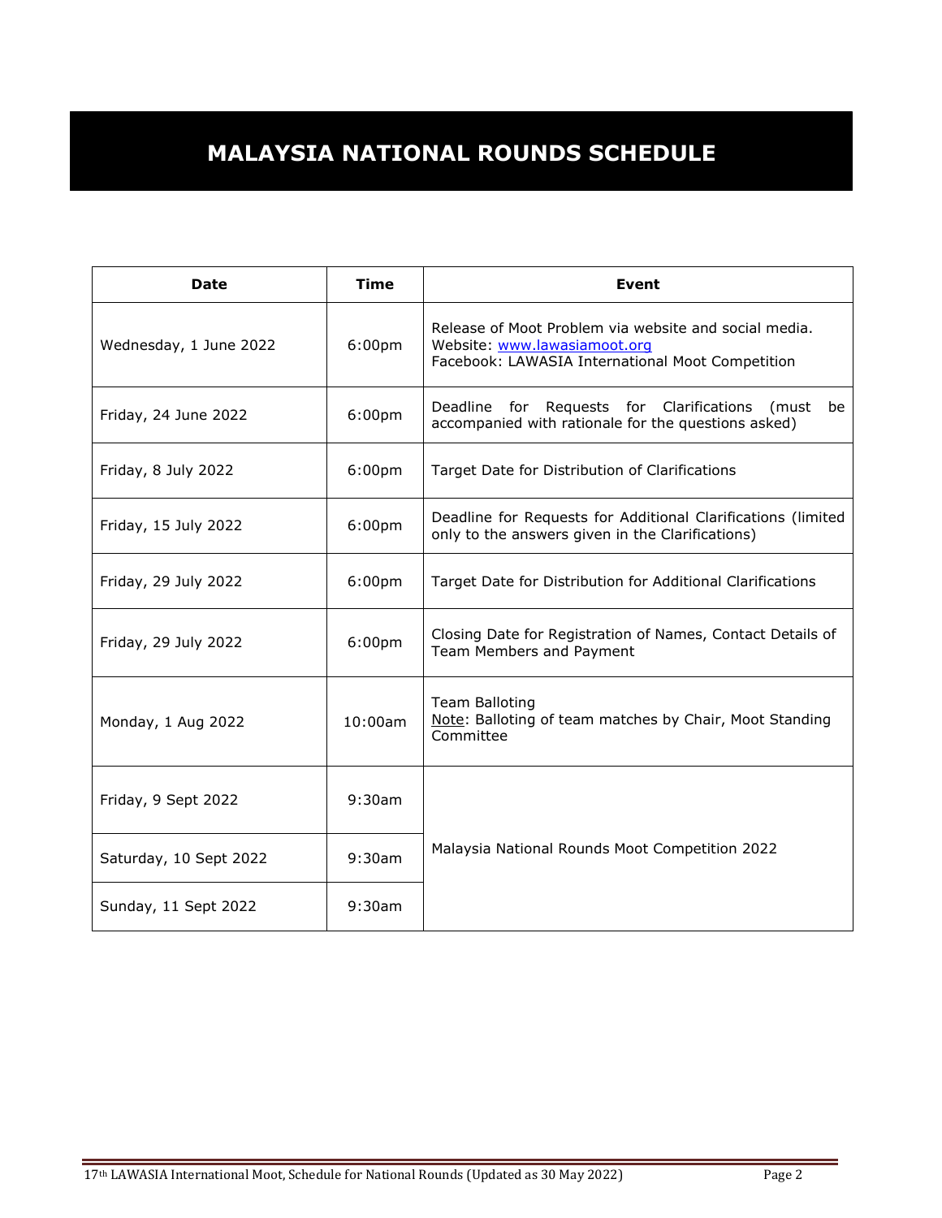# MALAYSIA NATIONAL ROUNDS SCHEDULE

| Date | Time | Event |
|---|---|---|
| Wednesday, 1 June 2022 | 6:00pm | Release of Moot Problem via website and social media.<br>Website: [www.lawasiamoot.org](http://www.lawasiamoot.org)<br>Facebook: LAWASIA International Moot Competition |
| Friday, 24 June 2022 | 6:00pm | Deadline for Requests for Clarifications (must be accompanied with rationale for the questions asked) |
| Friday, 8 July 2022 | 6:00pm | Target Date for Distribution of Clarifications |
| Friday, 15 July 2022 | 6:00pm | Deadline for Requests for Additional Clarifications (limited only to the answers given in the Clarifications) |
| Friday, 29 July 2022 | 6:00pm | Target Date for Distribution for Additional Clarifications |
| Friday, 29 July 2022 | 6:00pm | Closing Date for Registration of Names, Contact Details of Team Members and Payment |
| Monday, 1 Aug 2022 | 10:00am | Team Balloting<br>Note: Balloting of team matches by Chair, Moot Standing Committee |
| Friday, 9 Sept 2022 | 9:30am | Malaysia National Rounds Moot Competition 2022 |
| Saturday, 10 Sept 2022 | 9:30am | |
| Sunday, 11 Sept 2022 | 9:30am | |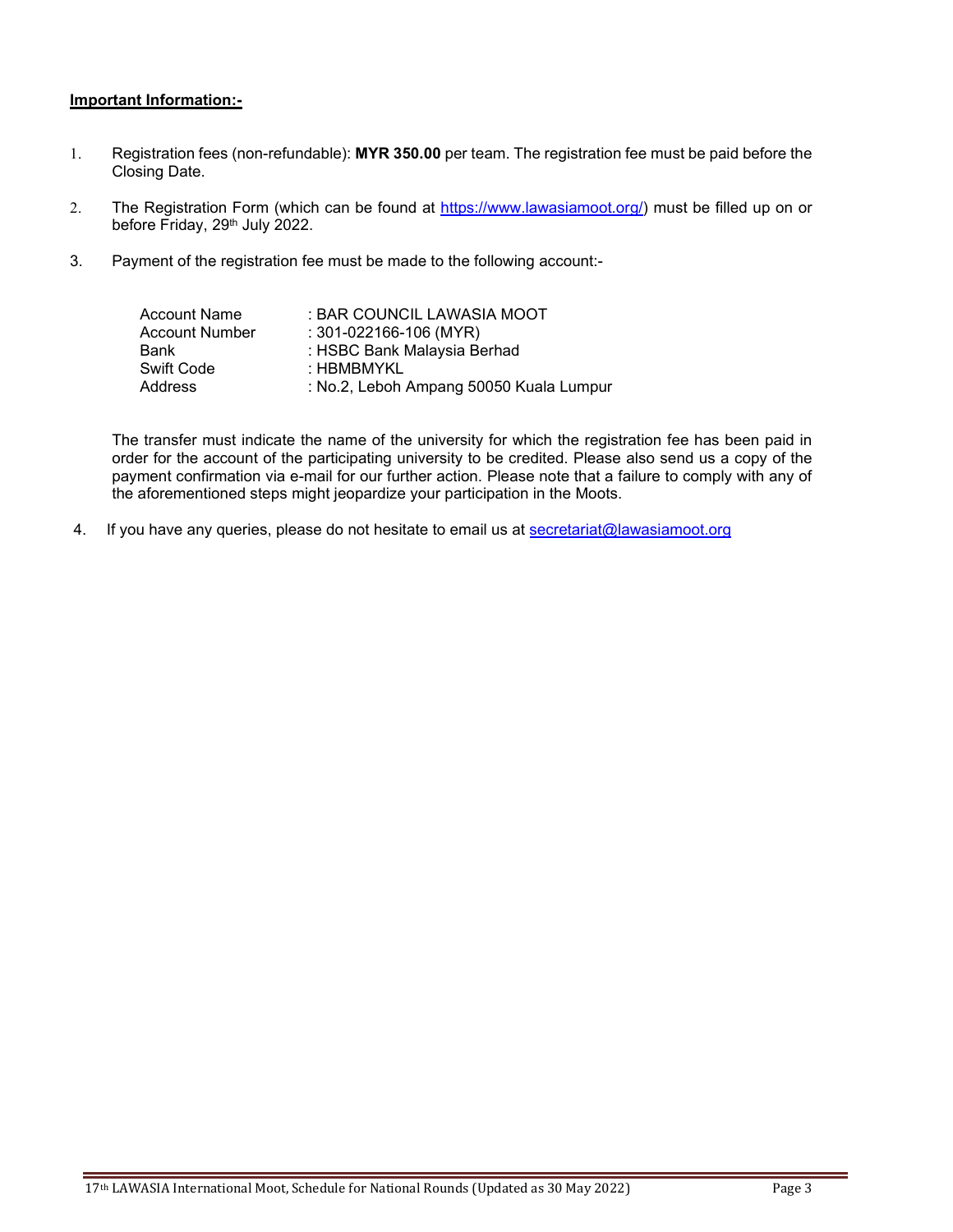**Important Information:-**

1. Registration fees (non-refundable): **MYR 350.00** per team. The registration fee must be paid before the Closing Date.

2. The Registration Form (which can be found at https://www.lawasiamoot.org/) must be filled up on or before Friday, 29th July 2022.

3. Payment of the registration fee must be made to the following account:-

| | |
|---|---|
| Account Name | : BAR COUNCIL LAWASIA MOOT |
| Account Number | : 301-022166-106 (MYR) |
| Bank | : HSBC Bank Malaysia Berhad |
| Swift Code | : HBMBMYKL |
| Address | : No.2, Leboh Ampang 50050 Kuala Lumpur |

   The transfer must indicate the name of the university for which the registration fee has been paid in order for the account of the participating university to be credited. Please also send us a copy of the payment confirmation via e-mail for our further action. Please note that a failure to comply with any of the aforementioned steps might jeopardize your participation in the Moots.

4. If you have any queries, please do not hesitate to email us at secretariat@lawasiamoot.org